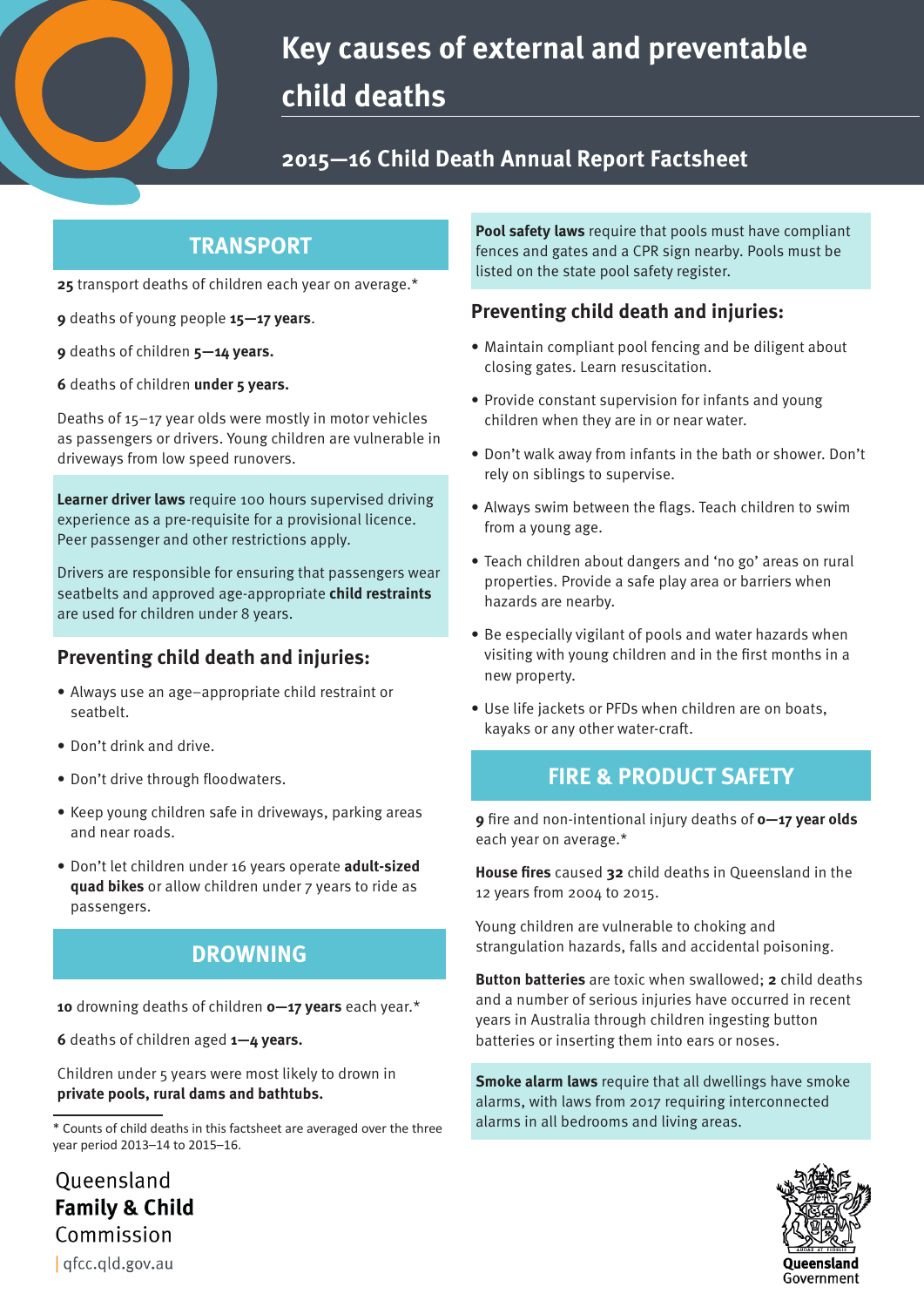# Key causes of external and preventable child deaths

## 2015—16 Child Death Annual Report Factsheet

## TRANSPORT

**25** transport deaths of children each year on average.*

**9** deaths of young people **15—17 years**.

**9** deaths of children **5—14 years.**

**6** deaths of children **under 5 years.**

Deaths of 15–17 year olds were mostly in motor vehicles as passengers or drivers. Young children are vulnerable in driveways from low speed runovers.

**Learner driver laws** require 100 hours supervised driving experience as a pre-requisite for a provisional licence. Peer passenger and other restrictions apply.

Drivers are responsible for ensuring that passengers wear seatbelts and approved age-appropriate **child restraints** are used for children under 8 years.

### Preventing child death and injuries:

- Always use an age–appropriate child restraint or seatbelt.
- Don't drink and drive.
- Don't drive through floodwaters.
- Keep young children safe in driveways, parking areas and near roads.
- Don't let children under 16 years operate **adult-sized quad bikes** or allow children under 7 years to ride as passengers.

## DROWNING

**10** drowning deaths of children **0—17 years** each year.*

**6** deaths of children aged **1—4 years.**

Children under 5 years were most likely to drown in **private pools, rural dams and bathtubs.**

**Pool safety laws** require that pools must have compliant fences and gates and a CPR sign nearby. Pools must be listed on the state pool safety register.

### Preventing child death and injuries:

- Maintain compliant pool fencing and be diligent about closing gates. Learn resuscitation.
- Provide constant supervision for infants and young children when they are in or near water.
- Don't walk away from infants in the bath or shower. Don't rely on siblings to supervise.
- Always swim between the flags. Teach children to swim from a young age.
- Teach children about dangers and 'no go' areas on rural properties. Provide a safe play area or barriers when hazards are nearby.
- Be especially vigilant of pools and water hazards when visiting with young children and in the first months in a new property.
- Use life jackets or PFDs when children are on boats, kayaks or any other water-craft.

## FIRE & PRODUCT SAFETY

**9** fire and non-intentional injury deaths of **0—17 year olds** each year on average.*

**House fires** caused **32** child deaths in Queensland in the 12 years from 2004 to 2015.

Young children are vulnerable to choking and strangulation hazards, falls and accidental poisoning.

**Button batteries** are toxic when swallowed; **2** child deaths and a number of serious injuries have occurred in recent years in Australia through children ingesting button batteries or inserting them into ears or noses.

**Smoke alarm laws** require that all dwellings have smoke alarms, with laws from 2017 requiring interconnected alarms in all bedrooms and living areas.

---

* Counts of child deaths in this factsheet are averaged over the three year period 2013–14 to 2015–16.

Queensland **Family & Child** Commission | qfcc.qld.gov.au

Queensland Government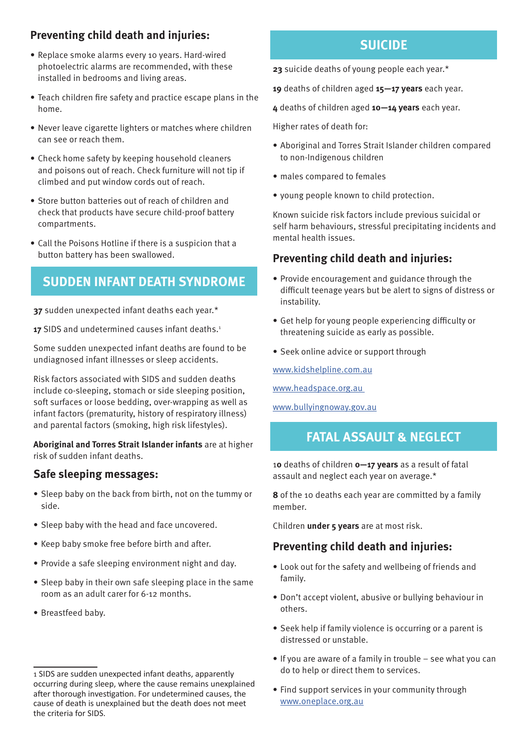## Preventing child death and injuries:

- Replace smoke alarms every 10 years. Hard-wired photoelectric alarms are recommended, with these installed in bedrooms and living areas.
- Teach children fire safety and practice escape plans in the home.
- Never leave cigarette lighters or matches where children can see or reach them.
- Check home safety by keeping household cleaners and poisons out of reach. Check furniture will not tip if climbed and put window cords out of reach.
- Store button batteries out of reach of children and check that products have secure child-proof battery compartments.
- Call the Poisons Hotline if there is a suspicion that a button battery has been swallowed.

# SUDDEN INFANT DEATH SYNDROME

**37** sudden unexpected infant deaths each year.*

**17** SIDS and undetermined causes infant deaths.[1]

Some sudden unexpected infant deaths are found to be undiagnosed infant illnesses or sleep accidents.

Risk factors associated with SIDS and sudden deaths include co-sleeping, stomach or side sleeping position, soft surfaces or loose bedding, over-wrapping as well as infant factors (prematurity, history of respiratory illness) and parental factors (smoking, high risk lifestyles).

**Aboriginal and Torres Strait Islander infants** are at higher risk of sudden infant deaths.

## Safe sleeping messages:

- Sleep baby on the back from birth, not on the tummy or side.
- Sleep baby with the head and face uncovered.
- Keep baby smoke free before birth and after.
- Provide a safe sleeping environment night and day.
- Sleep baby in their own safe sleeping place in the same room as an adult carer for 6-12 months.
- Breastfeed baby.

1 SIDS are sudden unexpected infant deaths, apparently occurring during sleep, where the cause remains unexplained after thorough investigation. For undetermined causes, the cause of death is unexplained but the death does not meet the criteria for SIDS.

# SUICIDE

**23** suicide deaths of young people each year.*

**19** deaths of children aged **15—17 years** each year.

**4** deaths of children aged **10—14 years** each year.

Higher rates of death for:

- Aboriginal and Torres Strait Islander children compared to non-Indigenous children
- males compared to females
- young people known to child protection.

Known suicide risk factors include previous suicidal or self harm behaviours, stressful precipitating incidents and mental health issues.

## Preventing child death and injuries:

- Provide encouragement and guidance through the difficult teenage years but be alert to signs of distress or instability.
- Get help for young people experiencing difficulty or threatening suicide as early as possible.
- Seek online advice or support through

www.kidshelpline.com.au

www.headspace.org.au

www.bullyingnoway.gov.au

# FATAL ASSAULT & NEGLECT

**10** deaths of children **0—17 years** as a result of fatal assault and neglect each year on average.*

**8** of the 10 deaths each year are committed by a family member.

Children **under 5 years** are at most risk.

## Preventing child death and injuries:

- Look out for the safety and wellbeing of friends and family.
- Don't accept violent, abusive or bullying behaviour in others.
- Seek help if family violence is occurring or a parent is distressed or unstable.
- If you are aware of a family in trouble – see what you can do to help or direct them to services.
- Find support services in your community through www.oneplace.org.au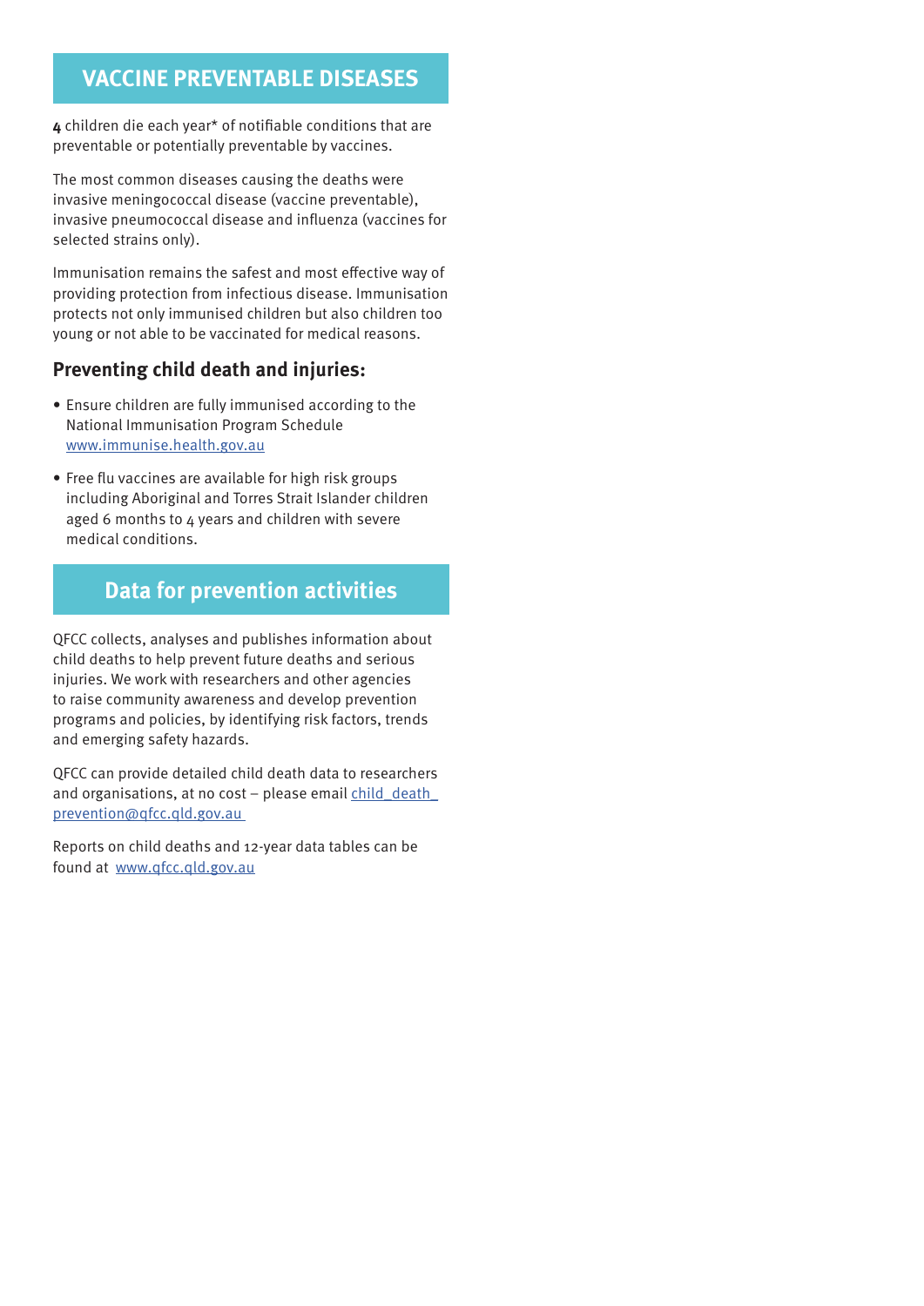## VACCINE PREVENTABLE DISEASES

**4** children die each year* of notifiable conditions that are preventable or potentially preventable by vaccines.

The most common diseases causing the deaths were invasive meningococcal disease (vaccine preventable), invasive pneumococcal disease and influenza (vaccines for selected strains only).

Immunisation remains the safest and most effective way of providing protection from infectious disease. Immunisation protects not only immunised children but also children too young or not able to be vaccinated for medical reasons.

### Preventing child death and injuries:

- Ensure children are fully immunised according to the National Immunisation Program Schedule www.immunise.health.gov.au
- Free flu vaccines are available for high risk groups including Aboriginal and Torres Strait Islander children aged 6 months to 4 years and children with severe medical conditions.

## Data for prevention activities

QFCC collects, analyses and publishes information about child deaths to help prevent future deaths and serious injuries. We work with researchers and other agencies to raise community awareness and develop prevention programs and policies, by identifying risk factors, trends and emerging safety hazards.

QFCC can provide detailed child death data to researchers and organisations, at no cost – please email child_death_prevention@qfcc.qld.gov.au

Reports on child deaths and 12-year data tables can be found at www.qfcc.qld.gov.au